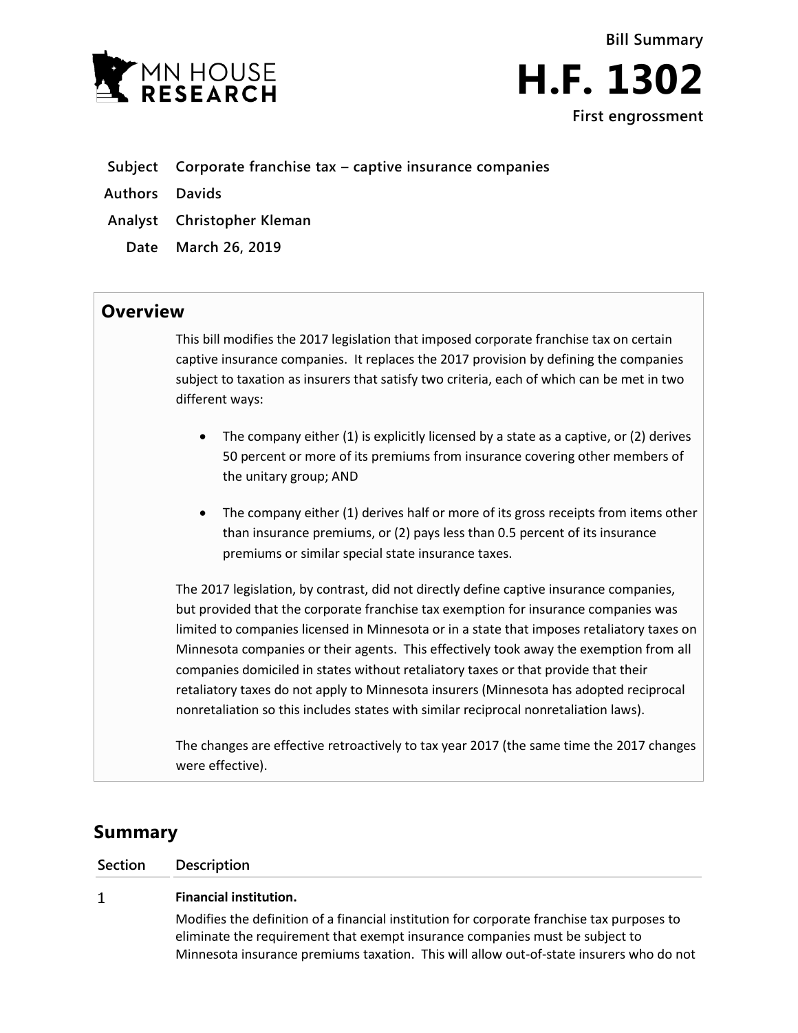# Bill Summary

# H.F. 1302

**First engrossment**

| | |
|---|---|
| **Subject** | **Corporate franchise tax – captive insurance companies** |
| **Authors** | **Davids** |
| **Analyst** | **Christopher Kleman** |
| **Date** | **March 26, 2019** |

## Overview

This bill modifies the 2017 legislation that imposed corporate franchise tax on certain captive insurance companies. It replaces the 2017 provision by defining the companies subject to taxation as insurers that satisfy two criteria, each of which can be met in two different ways:

- The company either (1) is explicitly licensed by a state as a captive, or (2) derives 50 percent or more of its premiums from insurance covering other members of the unitary group; AND
- The company either (1) derives half or more of its gross receipts from items other than insurance premiums, or (2) pays less than 0.5 percent of its insurance premiums or similar special state insurance taxes.

The 2017 legislation, by contrast, did not directly define captive insurance companies, but provided that the corporate franchise tax exemption for insurance companies was limited to companies licensed in Minnesota or in a state that imposes retaliatory taxes on Minnesota companies or their agents. This effectively took away the exemption from all companies domiciled in states without retaliatory taxes or that provide that their retaliatory taxes do not apply to Minnesota insurers (Minnesota has adopted reciprocal nonretaliation so this includes states with similar reciprocal nonretaliation laws).

The changes are effective retroactively to tax year 2017 (the same time the 2017 changes were effective).

## Summary

| Section | Description |
|---|---|
| 1 | **Financial institution.**<br>Modifies the definition of a financial institution for corporate franchise tax purposes to eliminate the requirement that exempt insurance companies must be subject to Minnesota insurance premiums taxation. This will allow out-of-state insurers who do not |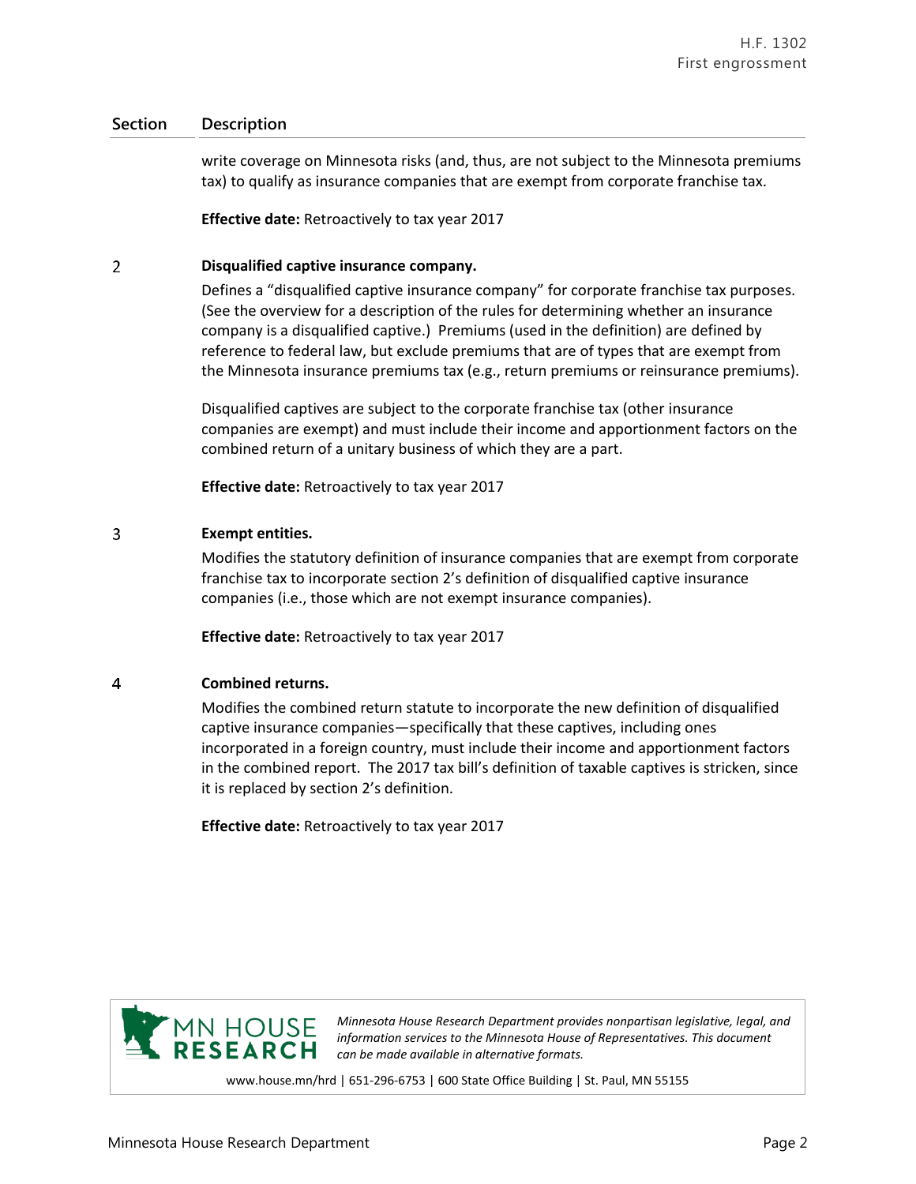| Section | Description |
|---|---|
| | write coverage on Minnesota risks (and, thus, are not subject to the Minnesota premiums tax) to qualify as insurance companies that are exempt from corporate franchise tax.<br><br>**Effective date:** Retroactively to tax year 2017 |
| 2 | **Disqualified captive insurance company.**<br>Defines a "disqualified captive insurance company" for corporate franchise tax purposes. (See the overview for a description of the rules for determining whether an insurance company is a disqualified captive.) Premiums (used in the definition) are defined by reference to federal law, but exclude premiums that are of types that are exempt from the Minnesota insurance premiums tax (e.g., return premiums or reinsurance premiums).<br><br>Disqualified captives are subject to the corporate franchise tax (other insurance companies are exempt) and must include their income and apportionment factors on the combined return of a unitary business of which they are a part.<br><br>**Effective date:** Retroactively to tax year 2017 |
| 3 | **Exempt entities.**<br>Modifies the statutory definition of insurance companies that are exempt from corporate franchise tax to incorporate section 2's definition of disqualified captive insurance companies (i.e., those which are not exempt insurance companies).<br><br>**Effective date:** Retroactively to tax year 2017 |
| 4 | **Combined returns.**<br>Modifies the combined return statute to incorporate the new definition of disqualified captive insurance companies—specifically that these captives, including ones incorporated in a foreign country, must include their income and apportionment factors in the combined report. The 2017 tax bill's definition of taxable captives is stricken, since it is replaced by section 2's definition.<br><br>**Effective date:** Retroactively to tax year 2017 |

MN HOUSE RESEARCH

*Minnesota House Research Department provides nonpartisan legislative, legal, and information services to the Minnesota House of Representatives. This document can be made available in alternative formats.*

www.house.mn/hrd | 651-296-6753 | 600 State Office Building | St. Paul, MN 55155